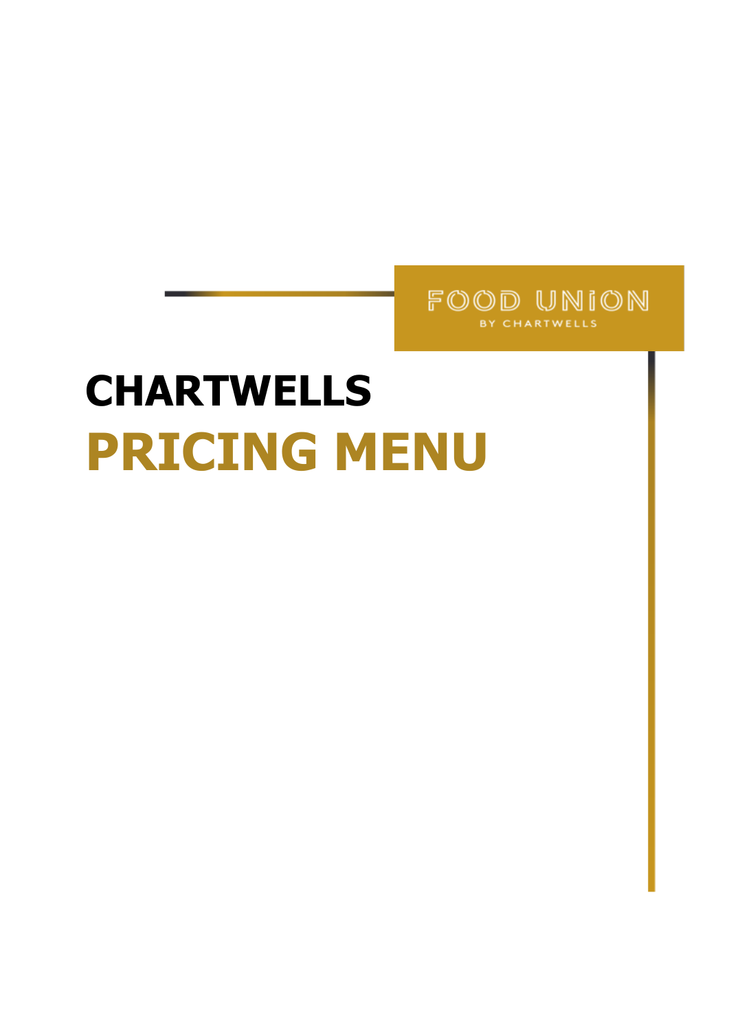FOOD UNION

BY CHARTWELLS

# CHARTWELLS

# PRICING MENU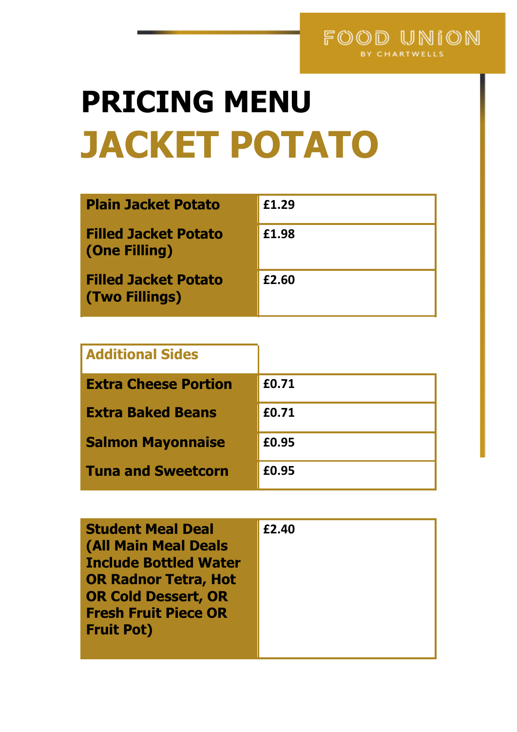FOOD UNION BY CHARTWELLS

# PRICING MENU

# JACKET POTATO

| Item | Price |
| --- | --- |
| **Plain Jacket Potato** | **£1.29** |
| **Filled Jacket Potato (One Filling)** | **£1.98** |
| **Filled Jacket Potato (Two Fillings)** | **£2.60** |

| Additional Sides | |
| --- | --- |
| **Extra Cheese Portion** | **£0.71** |
| **Extra Baked Beans** | **£0.71** |
| **Salmon Mayonnaise** | **£0.95** |
| **Tuna and Sweetcorn** | **£0.95** |

| Item | Price |
| --- | --- |
| **Student Meal Deal (All Main Meal Deals Include Bottled Water OR Radnor Tetra, Hot OR Cold Dessert, OR Fresh Fruit Piece OR Fruit Pot)** | **£2.40** |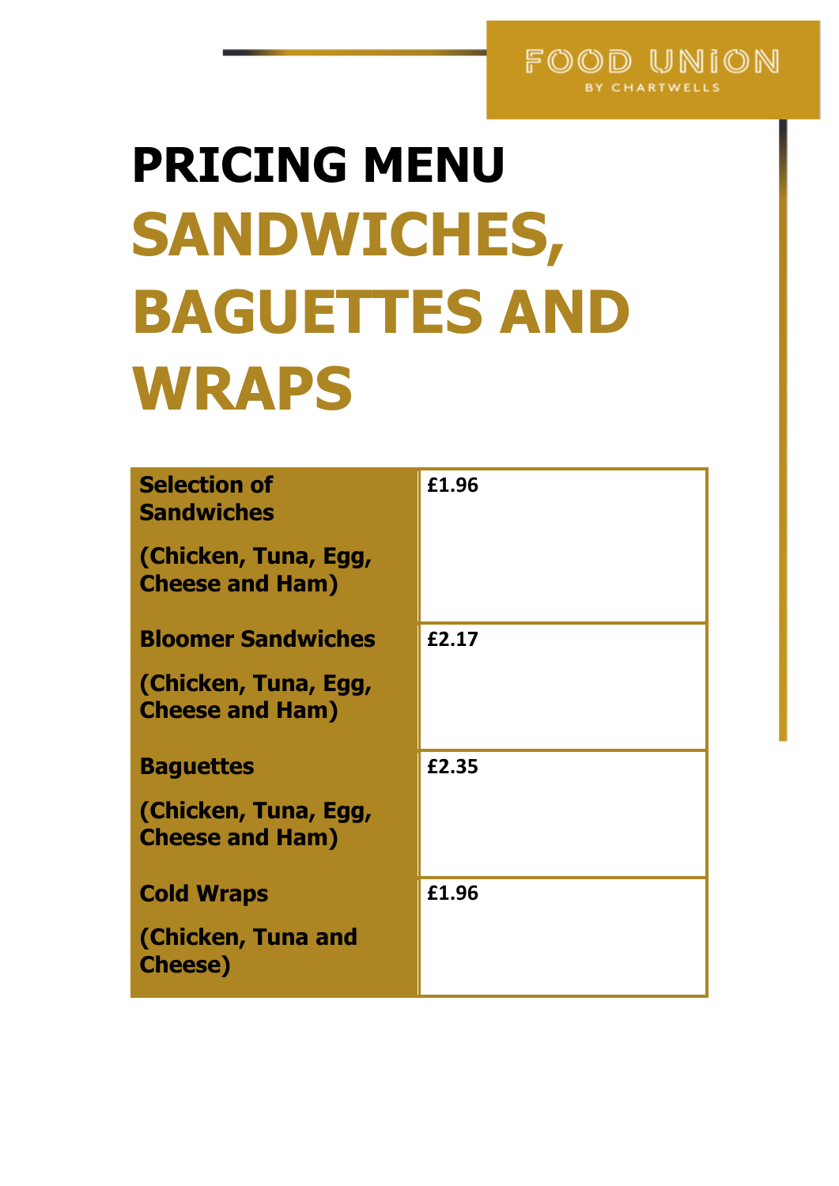FOOD UNION
BY CHARTWELLS

# PRICING MENU

# SANDWICHES, BAGUETTES AND WRAPS

| Item | Price |
|---|---|
| **Selection of Sandwiches** (Chicken, Tuna, Egg, Cheese and Ham) | **£1.96** |
| **Bloomer Sandwiches** (Chicken, Tuna, Egg, Cheese and Ham) | **£2.17** |
| **Baguettes** (Chicken, Tuna, Egg, Cheese and Ham) | **£2.35** |
| **Cold Wraps** (Chicken, Tuna and Cheese) | **£1.96** |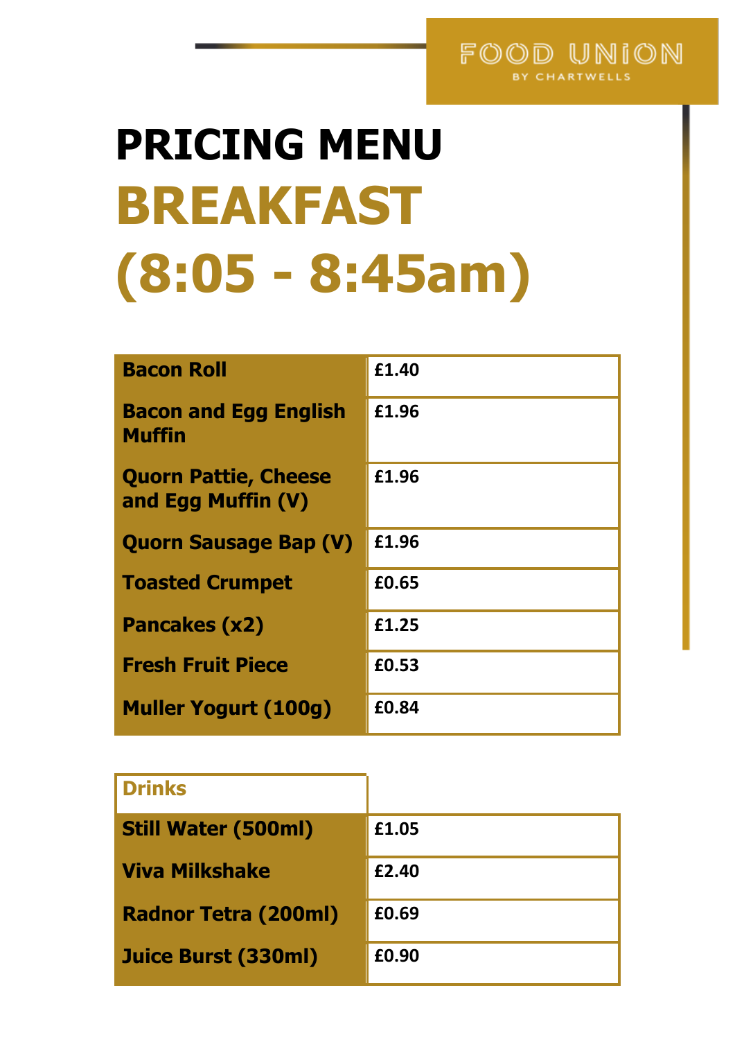FOOD UNION BY CHARTWELLS

# PRICING MENU

## BREAKFAST (8:05 - 8:45am)

| Item | Price |
| --- | --- |
| **Bacon Roll** | **£1.40** |
| **Bacon and Egg English Muffin** | **£1.96** |
| **Quorn Pattie, Cheese and Egg Muffin (V)** | **£1.96** |
| **Quorn Sausage Bap (V)** | **£1.96** |
| **Toasted Crumpet** | **£0.65** |
| **Pancakes (x2)** | **£1.25** |
| **Fresh Fruit Piece** | **£0.53** |
| **Muller Yogurt (100g)** | **£0.84** |

| Drinks | |
| --- | --- |
| **Still Water (500ml)** | **£1.05** |
| **Viva Milkshake** | **£2.40** |
| **Radnor Tetra (200ml)** | **£0.69** |
| **Juice Burst (330ml)** | **£0.90** |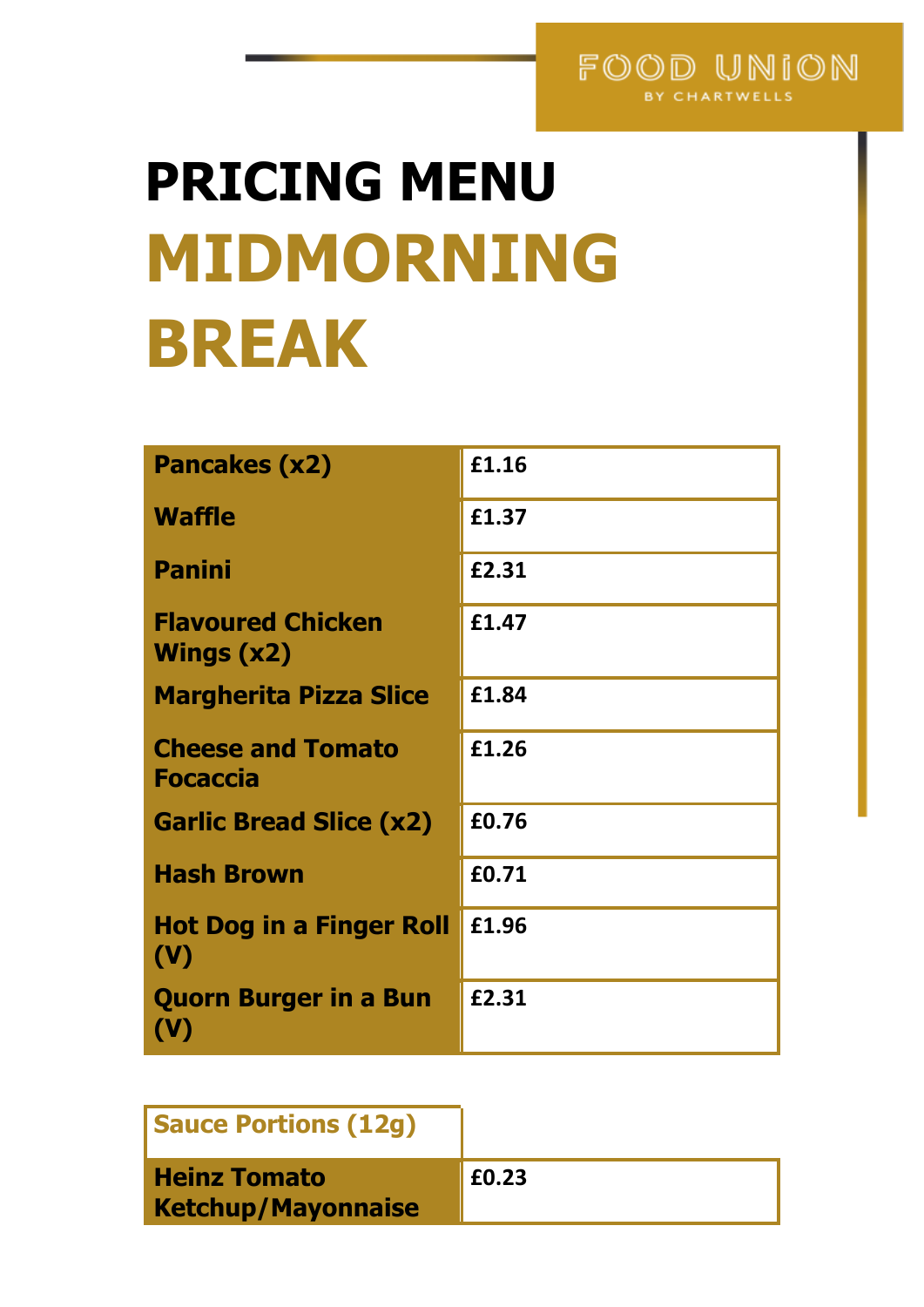FOOD UNION
BY CHARTWELLS

# PRICING MENU

# MIDMORNING BREAK

| Item | Price |
| --- | --- |
| **Pancakes (x2)** | **£1.16** |
| **Waffle** | **£1.37** |
| **Panini** | **£2.31** |
| **Flavoured Chicken Wings (x2)** | **£1.47** |
| **Margherita Pizza Slice** | **£1.84** |
| **Cheese and Tomato Focaccia** | **£1.26** |
| **Garlic Bread Slice (x2)** | **£0.76** |
| **Hash Brown** | **£0.71** |
| **Hot Dog in a Finger Roll (V)** | **£1.96** |
| **Quorn Burger in a Bun (V)** | **£2.31** |

| Sauce Portions (12g) | |
| --- | --- |
| **Heinz Tomato Ketchup/Mayonnaise** | **£0.23** |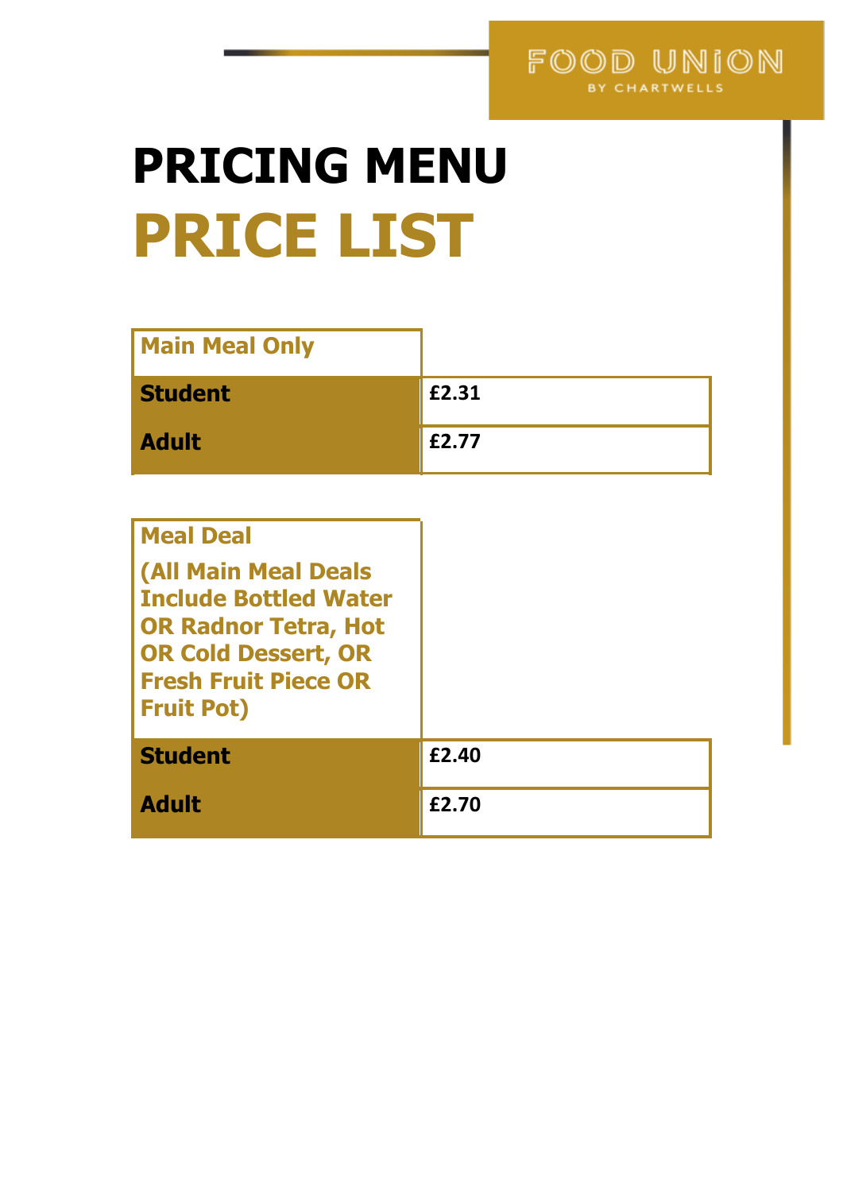FOOD UNION
BY CHARTWELLS

# PRICING MENU

# PRICE LIST

| Main Meal Only | |
|---|---|
| **Student** | **£2.31** |
| **Adult** | **£2.77** |

| Meal Deal (All Main Meal Deals Include Bottled Water OR Radnor Tetra, Hot OR Cold Dessert, OR Fresh Fruit Piece OR Fruit Pot) | |
|---|---|
| **Student** | **£2.40** |
| **Adult** | **£2.70** |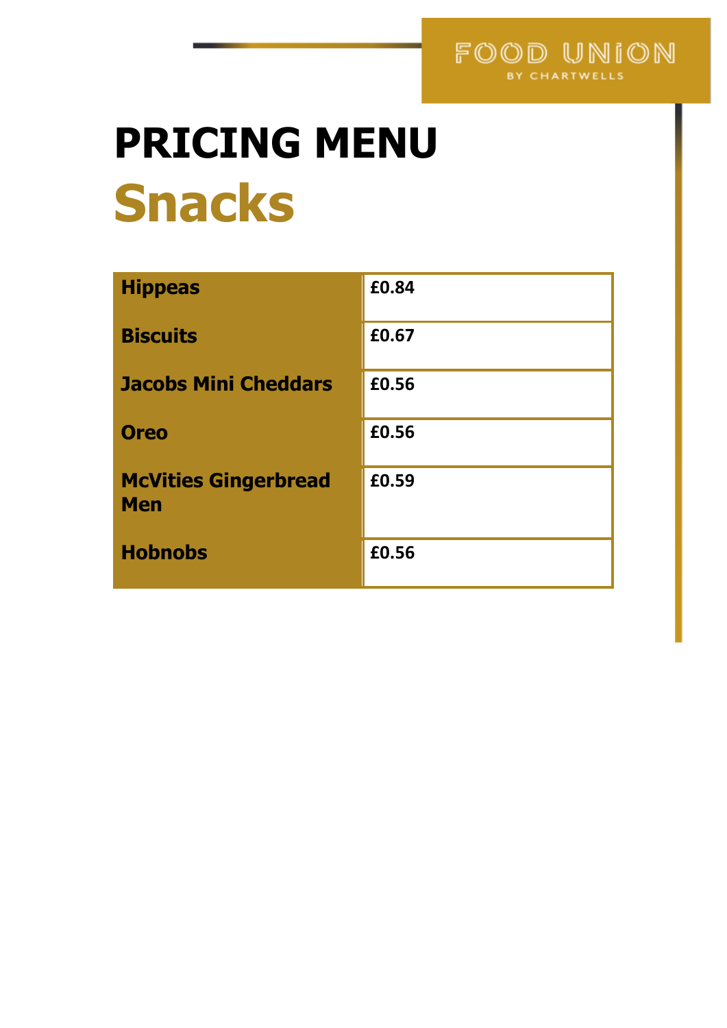FOOD UNION
BY CHARTWELLS

# PRICING MENU

## Snacks

| | |
|---|---|
| **Hippeas** | **£0.84** |
| **Biscuits** | **£0.67** |
| **Jacobs Mini Cheddars** | **£0.56** |
| **Oreo** | **£0.56** |
| **McVities Gingerbread Men** | **£0.59** |
| **Hobnobs** | **£0.56** |